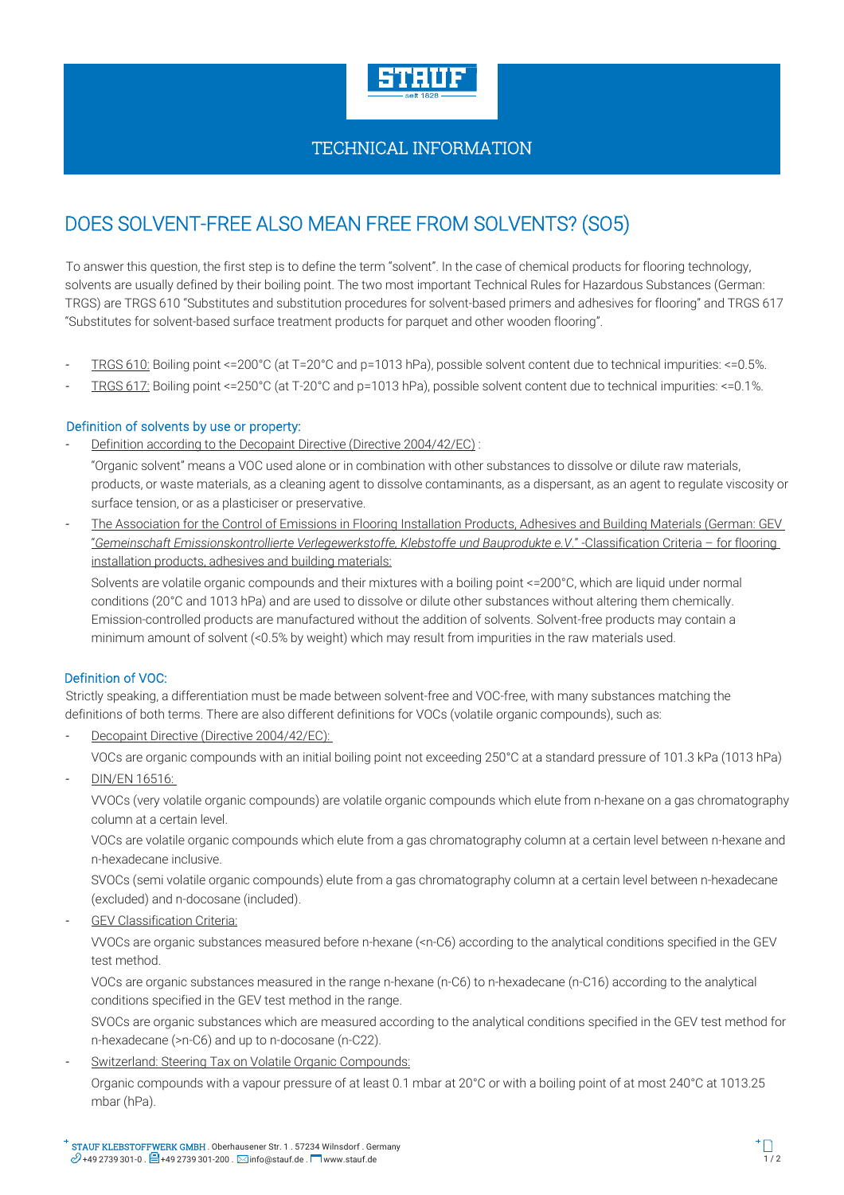TECHNICAL INFORMATION

# DOES SOLVENT-FREE ALSO MEAN FREE FROM SOLVENTS? (SO5)

To answer this question, the first step is to define the term "solvent". In the case of chemical products for flooring technology, solvents are usually defined by their boiling point. The two most important Technical Rules for Hazardous Substances (German: TRGS) are TRGS 610 "Substitutes and substitution procedures for solvent-based primers and adhesives for flooring" and TRGS 617 "Substitutes for solvent-based surface treatment products for parquet and other wooden flooring".

- TRGS 610: Boiling point <=200°C (at T=20°C and p=1013 hPa), possible solvent content due to technical impurities: <=0.5%.
- TRGS 617: Boiling point <=250°C (at T-20°C and p=1013 hPa), possible solvent content due to technical impurities: <=0.1%.

### Definition of solvents by use or property:

- Definition according to the Decopaint Directive (Directive 2004/42/EC) :

  "Organic solvent" means a VOC used alone or in combination with other substances to dissolve or dilute raw materials, products, or waste materials, as a cleaning agent to dissolve contaminants, as a dispersant, as an agent to regulate viscosity or surface tension, or as a plasticiser or preservative.

- The Association for the Control of Emissions in Flooring Installation Products, Adhesives and Building Materials (German: GEV "*Gemeinschaft Emissionskontrollierte Verlegewerkstoffe, Klebstoffe und Bauprodukte e.V.*" -Classification Criteria – for flooring installation products, adhesives and building materials:

  Solvents are volatile organic compounds and their mixtures with a boiling point <=200°C, which are liquid under normal conditions (20°C and 1013 hPa) and are used to dissolve or dilute other substances without altering them chemically. Emission-controlled products are manufactured without the addition of solvents. Solvent-free products may contain a minimum amount of solvent (<0.5% by weight) which may result from impurities in the raw materials used.

### Definition of VOC:

Strictly speaking, a differentiation must be made between solvent-free and VOC-free, with many substances matching the definitions of both terms. There are also different definitions for VOCs (volatile organic compounds), such as:

- Decopaint Directive (Directive 2004/42/EC):

  VOCs are organic compounds with an initial boiling point not exceeding 250°C at a standard pressure of 101.3 kPa (1013 hPa)

- DIN/EN 16516:

  VVOCs (very volatile organic compounds) are volatile organic compounds which elute from n-hexane on a gas chromatography column at a certain level.

  VOCs are volatile organic compounds which elute from a gas chromatography column at a certain level between n-hexane and n-hexadecane inclusive.

  SVOCs (semi volatile organic compounds) elute from a gas chromatography column at a certain level between n-hexadecane (excluded) and n-docosane (included).

- GEV Classification Criteria:

  VVOCs are organic substances measured before n-hexane (<n-C6) according to the analytical conditions specified in the GEV test method.

  VOCs are organic substances measured in the range n-hexane (n-C6) to n-hexadecane (n-C16) according to the analytical conditions specified in the GEV test method in the range.

  SVOCs are organic substances which are measured according to the analytical conditions specified in the GEV test method for n-hexadecane (>n-C6) and up to n-docosane (n-C22).

- Switzerland: Steering Tax on Volatile Organic Compounds:

  Organic compounds with a vapour pressure of at least 0.1 mbar at 20°C or with a boiling point of at most 240°C at 1013.25 mbar (hPa).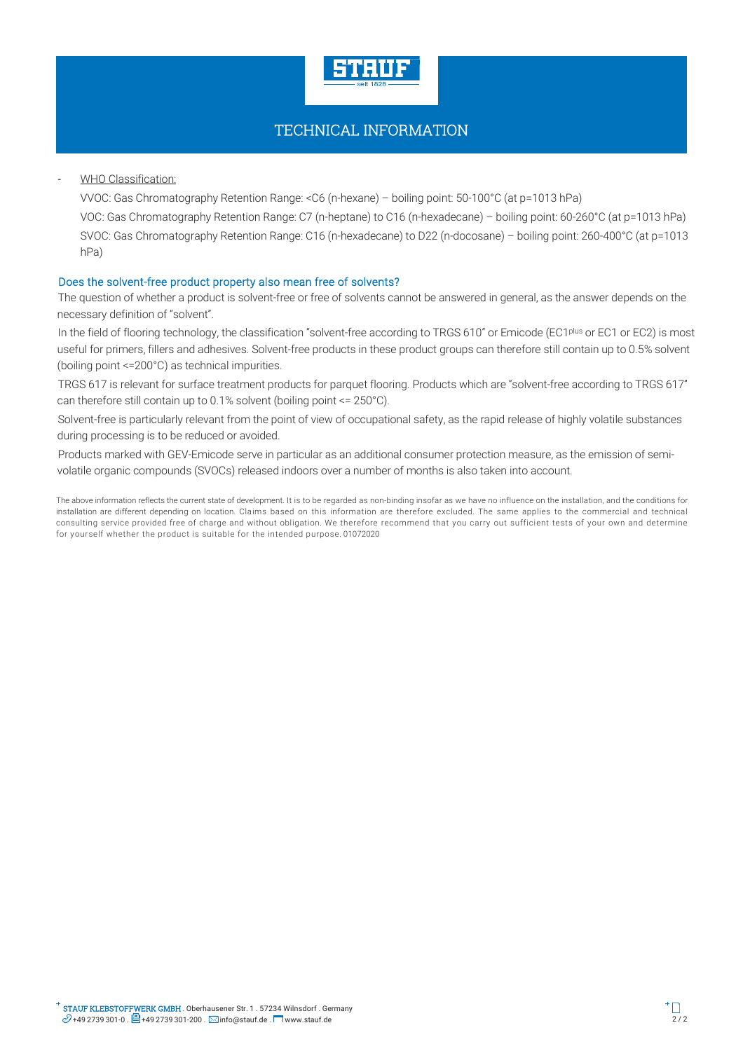- WHO Classification:

  VVOC: Gas Chromatography Retention Range: <C6 (n-hexane) – boiling point: 50-100°C (at p=1013 hPa)

  VOC: Gas Chromatography Retention Range: C7 (n-heptane) to C16 (n-hexadecane) – boiling point: 60-260°C (at p=1013 hPa)

  SVOC: Gas Chromatography Retention Range: C16 (n-hexadecane) to D22 (n-docosane) – boiling point: 260-400°C (at p=1013 hPa)

## Does the solvent-free product property also mean free of solvents?

The question of whether a product is solvent-free or free of solvents cannot be answered in general, as the answer depends on the necessary definition of "solvent".

In the field of flooring technology, the classification "solvent-free according to TRGS 610" or Emicode ($EC1^{plus}$ or EC1 or EC2) is most useful for primers, fillers and adhesives. Solvent-free products in these product groups can therefore still contain up to 0.5% solvent (boiling point <=200°C) as technical impurities.

TRGS 617 is relevant for surface treatment products for parquet flooring. Products which are "solvent-free according to TRGS 617" can therefore still contain up to 0.1% solvent (boiling point <= 250°C).

Solvent-free is particularly relevant from the point of view of occupational safety, as the rapid release of highly volatile substances during processing is to be reduced or avoided.

Products marked with GEV-Emicode serve in particular as an additional consumer protection measure, as the emission of semi-volatile organic compounds (SVOCs) released indoors over a number of months is also taken into account.

The above information reflects the current state of development. It is to be regarded as non-binding insofar as we have no influence on the installation, and the conditions for installation are different depending on location. Claims based on this information are therefore excluded. The same applies to the commercial and technical consulting service provided free of charge and without obligation. We therefore recommend that you carry out sufficient tests of your own and determine for yourself whether the product is suitable for the intended purpose. 01072020